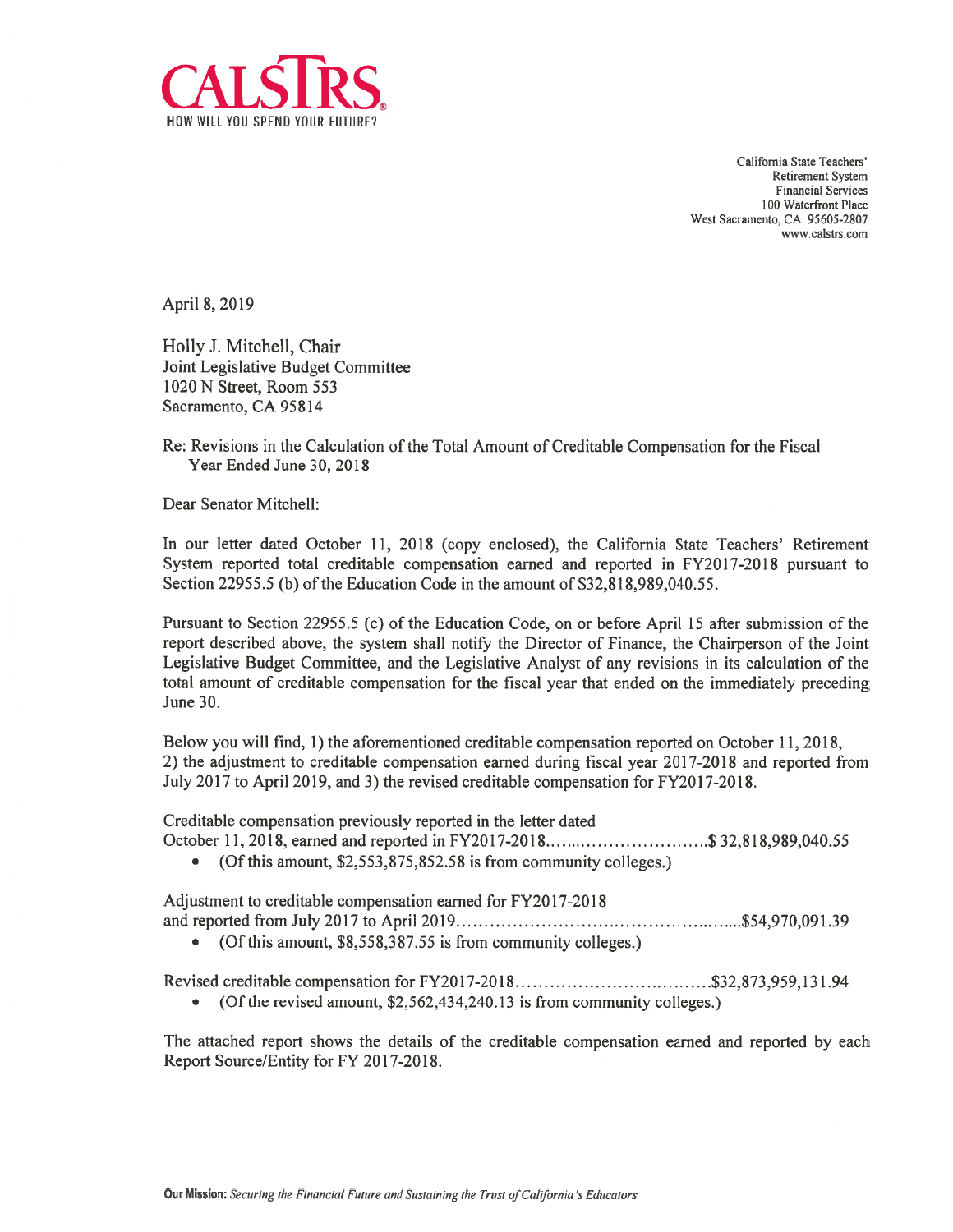# CALSTRS

HOW WILL YOU SPEND YOUR FUTURE?

California State Teachers'
Retirement System
Financial Services
100 Waterfront Place
West Sacramento, CA 95605-2807
www.calstrs.com

April 8, 2019

Holly J. Mitchell, Chair
Joint Legislative Budget Committee
1020 N Street, Room 553
Sacramento, CA 95814

Re: Revisions in the Calculation of the Total Amount of Creditable Compensation for the Fiscal Year Ended June 30, 2018

Dear Senator Mitchell:

In our letter dated October 11, 2018 (copy enclosed), the California State Teachers' Retirement System reported total creditable compensation earned and reported in FY2017-2018 pursuant to Section 22955.5 (b) of the Education Code in the amount of $32,818,989,040.55.

Pursuant to Section 22955.5 (c) of the Education Code, on or before April 15 after submission of the report described above, the system shall notify the Director of Finance, the Chairperson of the Joint Legislative Budget Committee, and the Legislative Analyst of any revisions in its calculation of the total amount of creditable compensation for the fiscal year that ended on the immediately preceding June 30.

Below you will find, 1) the aforementioned creditable compensation reported on October 11, 2018, 2) the adjustment to creditable compensation earned during fiscal year 2017-2018 and reported from July 2017 to April 2019, and 3) the revised creditable compensation for FY2017-2018.

Creditable compensation previously reported in the letter dated
October 11, 2018, earned and reported in FY2017-2018........................................$ 32,818,989,040.55

- (Of this amount, $2,553,875,852.58 is from community colleges.)

Adjustment to creditable compensation earned for FY2017-2018
and reported from July 2017 to April 2019..................................................$54,970,091.39

- (Of this amount, $8,558,387.55 is from community colleges.)

Revised creditable compensation for FY2017-2018......................................$32,873,959,131.94

- (Of the revised amount, $2,562,434,240.13 is from community colleges.)

The attached report shows the details of the creditable compensation earned and reported by each Report Source/Entity for FY 2017-2018.

**Our Mission:** *Securing the Financial Future and Sustaining the Trust of California's Educators*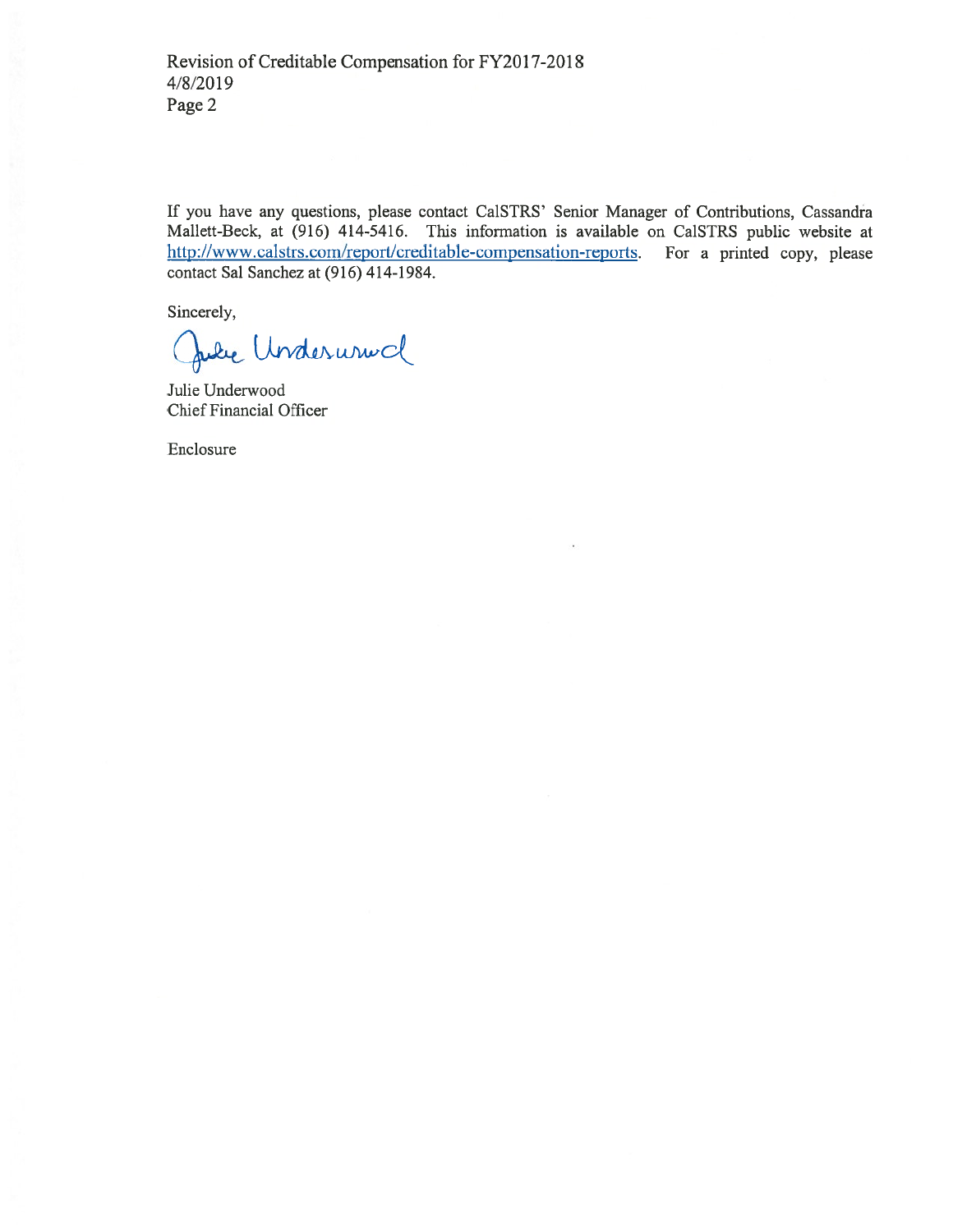If you have any questions, please contact CalSTRS' Senior Manager of Contributions, Cassandra Mallett-Beck, at (916) 414-5416. This information is available on CalSTRS public website at http://www.calstrs.com/report/creditable-compensation-reports. For a printed copy, please contact Sal Sanchez at (916) 414-1984.

Sincerely,

Julie Underwood

Julie Underwood
Chief Financial Officer

Enclosure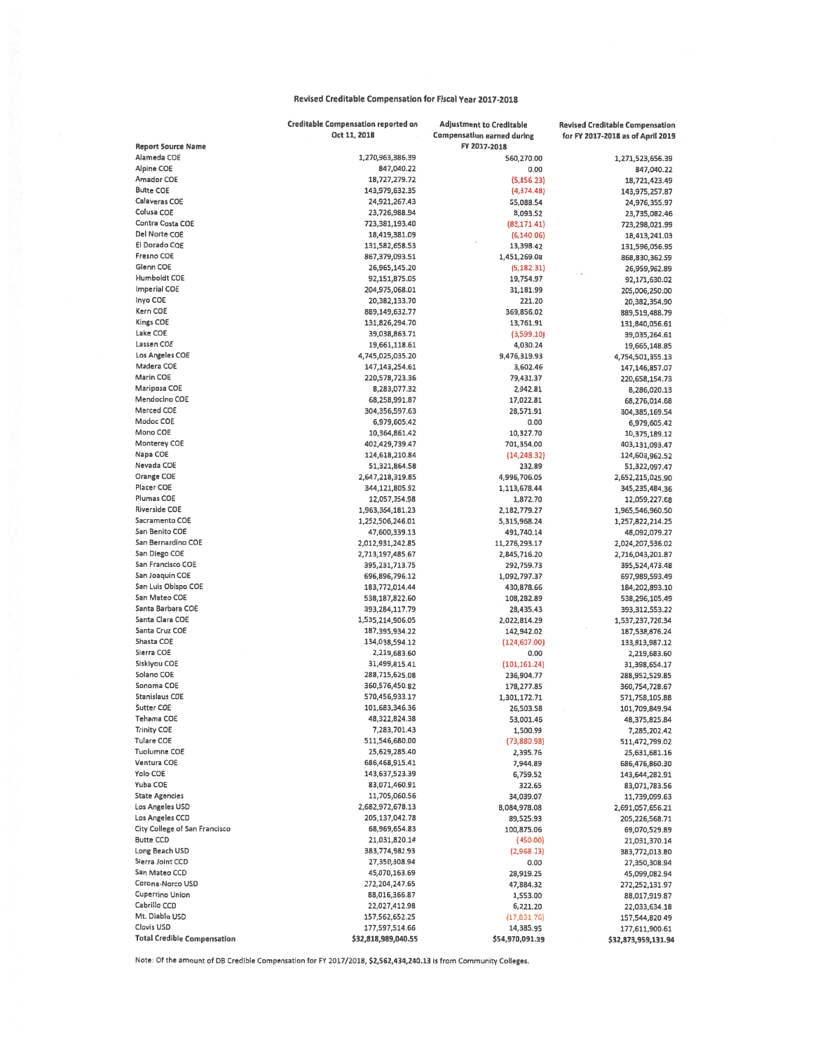## Revised Creditable Compensation for Fiscal Year 2017-2018

| Report Source Name | Creditable Compensation reported on Oct 11, 2018 | Adjustment to Creditable Compensation earned during FY 2017-2018 | Revised Creditable Compensation for FY 2017-2018 as of April 2019 |
|---|---|---|---|
| Alameda COE | 1,270,963,386.39 | 560,270.00 | 1,271,523,656.39 |
| Alpine COE | 847,040.22 | 0.00 | 847,040.22 |
| Amador COE | 18,727,279.72 | (5,856.23) | 18,721,423.49 |
| Butte COE | 143,979,632.35 | (4,374.48) | 143,975,257.87 |
| Calaveras COE | 24,921,267.43 | 55,088.54 | 24,976,355.97 |
| Colusa COE | 23,726,988.94 | 8,093.52 | 23,735,082.46 |
| Contra Costa COE | 723,381,193.40 | (83,171.41) | 723,298,021.99 |
| Del Norte COE | 18,419,381.09 | (6,140.06) | 18,413,241.03 |
| El Dorado COE | 131,582,658.53 | 13,398.42 | 131,596,056.95 |
| Fresno COE | 867,379,093.51 | 1,451,269.08 | 868,830,362.59 |
| Glenn COE | 26,965,145.20 | (5,182.31) | 26,959,962.89 |
| Humboldt COE | 92,151,875.05 | 19,754.97 | 92,171,630.02 |
| Imperial COE | 204,975,068.01 | 31,181.99 | 205,006,250.00 |
| Inyo COE | 20,382,133.70 | 221.20 | 20,382,354.90 |
| Kern COE | 889,149,632.77 | 369,856.02 | 889,519,488.79 |
| Kings COE | 131,826,294.70 | 13,761.91 | 131,840,056.61 |
| Lake COE | 39,038,863.71 | (3,599.10) | 39,035,264.61 |
| Lassen COE | 19,661,118.61 | 4,030.24 | 19,665,148.85 |
| Los Angeles COE | 4,745,025,035.20 | 9,476,319.93 | 4,754,501,355.13 |
| Madera COE | 147,143,254.61 | 3,602.46 | 147,146,857.07 |
| Marin COE | 220,578,723.36 | 79,431.37 | 220,658,154.73 |
| Mariposa COE | 8,283,077.32 | 2,942.81 | 8,286,020.13 |
| Mendocino COE | 68,258,991.87 | 17,022.81 | 68,276,014.68 |
| Merced COE | 304,356,597.63 | 28,571.91 | 304,385,169.54 |
| Modoc COE | 6,979,605.42 | 0.00 | 6,979,605.42 |
| Mono COE | 10,364,861.42 | 10,327.70 | 10,375,189.12 |
| Monterey COE | 402,429,739.47 | 701,354.00 | 403,131,093.47 |
| Napa COE | 124,618,210.84 | (14,248.32) | 124,603,962.52 |
| Nevada COE | 51,321,864.58 | 232.89 | 51,322,097.47 |
| Orange COE | 2,647,218,319.85 | 4,996,706.05 | 2,652,215,025.90 |
| Placer COE | 344,121,805.92 | 1,113,678.44 | 345,235,484.36 |
| Plumas COE | 12,057,354.98 | 1,872.70 | 12,059,227.68 |
| Riverside COE | 1,963,364,181.23 | 2,182,779.27 | 1,965,546,960.50 |
| Sacramento COE | 1,252,506,246.01 | 5,315,968.24 | 1,257,822,214.25 |
| San Benito COE | 47,600,339.13 | 491,740.14 | 48,092,079.27 |
| San Bernardino COE | 2,012,931,242.85 | 11,276,293.17 | 2,024,207,536.02 |
| San Diego COE | 2,713,197,485.67 | 2,845,716.20 | 2,716,043,201.87 |
| San Francisco COE | 395,231,713.75 | 292,759.73 | 395,524,473.48 |
| San Joaquin COE | 696,896,796.12 | 1,092,797.37 | 697,989,593.49 |
| San Luis Obispo COE | 183,772,014.44 | 430,878.66 | 184,202,893.10 |
| San Mateo COE | 538,187,822.60 | 108,282.89 | 538,296,105.49 |
| Santa Barbara COE | 393,284,117.79 | 28,435.43 | 393,312,553.22 |
| Santa Clara COE | 1,535,214,906.05 | 2,022,814.29 | 1,537,237,720.34 |
| Santa Cruz COE | 187,395,934.22 | 142,942.02 | 187,538,876.24 |
| Shasta COE | 134,038,594.12 | (124,607.00) | 133,913,987.12 |
| Sierra COE | 2,219,683.60 | 0.00 | 2,219,683.60 |
| Siskiyou COE | 31,499,815.41 | (101,161.24) | 31,398,654.17 |
| Solano COE | 288,715,625.08 | 236,904.77 | 288,952,529.85 |
| Sonoma COE | 360,576,450.82 | 178,277.85 | 360,754,728.67 |
| Stanislaus COE | 570,456,933.17 | 1,301,172.71 | 571,758,105.88 |
| Sutter COE | 101,683,346.36 | 26,503.58 | 101,709,849.94 |
| Tehama COE | 48,322,824.38 | 53,001.46 | 48,375,825.84 |
| Trinity COE | 7,283,701.43 | 1,500.99 | 7,285,202.42 |
| Tulare COE | 511,546,680.00 | (73,880.98) | 511,472,799.02 |
| Tuolumne COE | 25,629,285.40 | 2,395.76 | 25,631,681.16 |
| Ventura COE | 686,468,915.41 | 7,944.89 | 686,476,860.30 |
| Yolo COE | 143,637,523.39 | 6,759.52 | 143,644,282.91 |
| Yuba COE | 83,071,460.91 | 322.65 | 83,071,783.56 |
| State Agencies | 11,705,060.56 | 34,039.07 | 11,739,099.63 |
| Los Angeles USD | 2,682,972,678.13 | 8,084,978.08 | 2,691,057,656.21 |
| Los Angeles CCD | 205,137,042.78 | 89,525.93 | 205,226,568.71 |
| City College of San Francisco | 68,969,654.83 | 100,875.06 | 69,070,529.89 |
| Butte CCD | 21,031,820.14 | (450.00) | 21,031,370.14 |
| Long Beach USD | 383,774,981.93 | (2,968.13) | 383,772,013.80 |
| Sierra Joint CCD | 27,350,308.94 | 0.00 | 27,350,308.94 |
| San Mateo CCD | 45,070,163.69 | 28,919.25 | 45,099,082.94 |
| Corona-Norco USD | 272,204,247.65 | 47,884.32 | 272,252,131.97 |
| Cupertino Union | 88,016,366.87 | 1,553.00 | 88,017,919.87 |
| Cabrillo CCD | 22,027,412.98 | 6,221.20 | 22,033,634.18 |
| Mt. Diablo USD | 157,562,652.25 | (17,831.76) | 157,544,820.49 |
| Clovis USD | 177,597,514.66 | 14,385.95 | 177,611,900.61 |
| **Total Credible Compensation** | **$32,818,989,040.55** | **$54,970,091.39** | **$32,873,959,131.94** |

Note: Of the amount of DB Credible Compensation for FY 2017/2018, $2,562,434,240.13 is from Community Colleges.